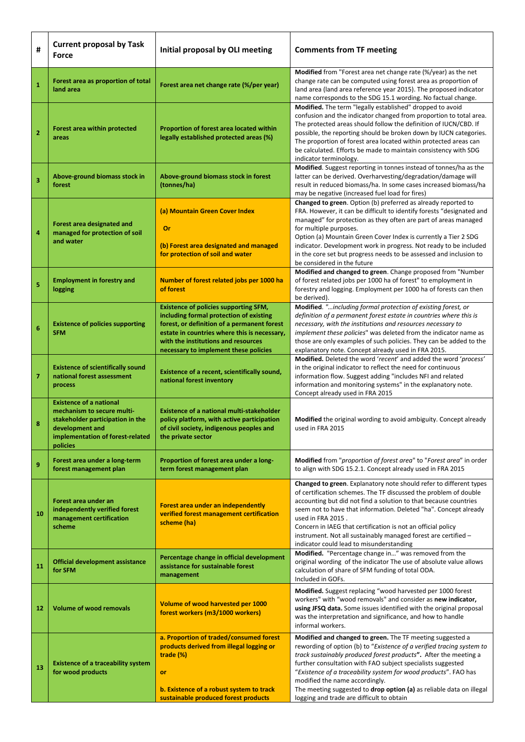| # | Current proposal by Task Force | Initial proposal by OLI meeting | Comments from TF meeting |
|---|---|---|---|
| 1 | **Forest area as proportion of total land area** | **Forest area net change rate (%/per year)** | **Modified** from "Forest area net change rate (%/year) as the net change rate can be computed using forest area as proportion of land area (land area reference year 2015). The proposed indicator name corresponds to the SDG 15.1 wording. No factual change. |
| 2 | **Forest area within protected areas** | **Proportion of forest area located within legally established protected areas (%)** | **Modified.** The term "legally established" dropped to avoid confusion and the indicator changed from proportion to total area. The protected areas should follow the definition of IUCN/CBD. If possible, the reporting should be broken down by IUCN categories. The proportion of forest area located within protected areas can be calculated. Efforts be made to maintain consistency with SDG indicator terminology. |
| 3 | **Above-ground biomass stock in forest** | **Above-ground biomass stock in forest (tonnes/ha)** | **Modified**. Suggest reporting in tonnes instead of tonnes/ha as the latter can be derived. Overharvesting/degradation/damage will result in reduced biomass/ha. In some cases increased biomass/ha may be negative (increased fuel load for fires) |
| 4 | **Forest area designated and managed for protection of soil and water** | **(a) Mountain Green Cover Index**<br><br>**Or**<br><br>**(b) Forest area designated and managed for protection of soil and water** | **Changed to green**. Option (b) preferred as already reported to FRA. However, it can be difficult to identify forests "designated and managed" for protection as they often are part of areas managed for multiple purposes.<br>Option (a) Mountain Green Cover Index is currently a Tier 2 SDG indicator. Development work in progress. Not ready to be included in the core set but progress needs to be assessed and inclusion to be considered in the future |
| 5 | **Employment in forestry and logging** | **Number of forest related jobs per 1000 ha of forest** | **Modified and changed to green**. Change proposed from "Number of forest related jobs per 1000 ha of forest" to employment in forestry and logging. Employment per 1000 ha of forests can then be derived). |
| 6 | **Existence of policies supporting SFM** | **Existence of policies supporting SFM, including formal protection of existing forest, or definition of a permanent forest estate in countries where this is necessary, with the institutions and resources necessary to implement these policies** | **Modified**. "*...including formal protection of existing forest, or definition of a permanent forest estate in countries where this is necessary, with the institutions and resources necessary to implement these policies*" was deleted from the indicator name as those are only examples of such policies. They can be added to the explanatory note. Concept already used in FRA 2015. |
| 7 | **Existence of scientifically sound national forest assessment process** | **Existence of a recent, scientifically sound, national forest inventory** | **Modified.** Deleted the word '*recent*' and added the word '*process*' in the original indicator to reflect the need for continuous information flow. Suggest adding "includes NFI and related information and monitoring systems" in the explanatory note. Concept already used in FRA 2015 |
| 8 | **Existence of a national mechanism to secure multi-stakeholder participation in the development and implementation of forest-related policies** | **Existence of a national multi-stakeholder policy platform, with active participation of civil society, indigenous peoples and the private sector** | **Modified** the original wording to avoid ambiguity. Concept already used in FRA 2015 |
| 9 | **Forest area under a long-term forest management plan** | **Proportion of forest area under a long-term forest management plan** | **Modified** from "*proportion of forest area*" to "*Forest area*" in order to align with SDG 15.2.1. Concept already used in FRA 2015 |
| 10 | **Forest area under an independently verified forest management certification scheme** | **Forest area under an independently verified forest management certification scheme (ha)** | **Changed to green**. Explanatory note should refer to different types of certification schemes. The TF discussed the problem of double accounting but did not find a solution to that because countries seem not to have that information. Deleted "ha". Concept already used in FRA 2015 .<br>Concern in IAEG that certification is not an official policy instrument. Not all sustainably managed forest are certified – indicator could lead to misunderstanding |
| 11 | **Official development assistance for SFM** | **Percentage change in official development assistance for sustainable forest management** | **Modified.** "Percentage change in..." was removed from the original wording of the indicator The use of absolute value allows calculation of share of SFM funding of total ODA.<br>Included in GOFs. |
| 12 | **Volume of wood removals** | **Volume of wood harvested per 1000 forest workers (m3/1000 workers)** | **Modified.** Suggest replacing "wood harvested per 1000 forest workers" with "wood removals" and consider as **new indicator, using JFSQ data.** Some issues identified with the original proposal was the interpretation and significance, and how to handle informal workers. |
| 13 | **Existence of a traceability system for wood products** | **a. Proportion of traded/consumed forest products derived from illegal logging or trade (%)**<br><br>**or**<br><br>**b. Existence of a robust system to track sustainable produced forest products** | **Modified and changed to green.** The TF meeting suggested a rewording of option (b) to "*Existence of a verified tracing system to track sustainably produced forest products*". After the meeting a further consultation with FAO subject specialists suggested "*Existence of a traceability system for wood products*". FAO has modified the name accordingly.<br>The meeting suggested to **drop option (a)** as reliable data on illegal logging and trade are difficult to obtain |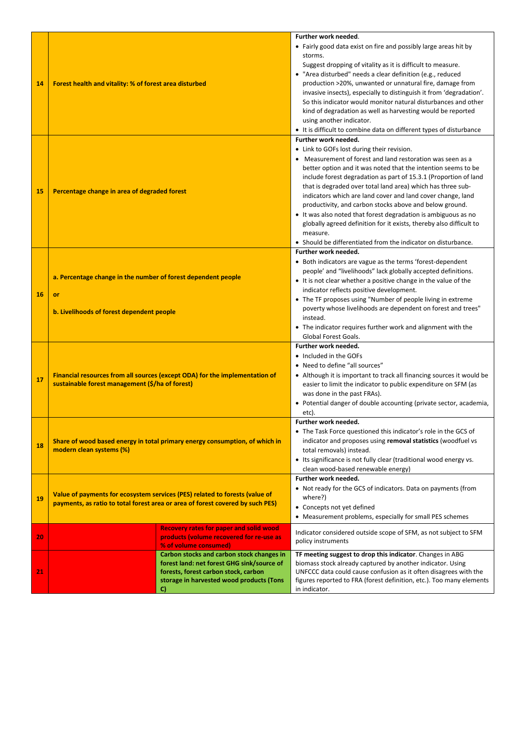| | | | |
|---|---|---|---|
| 14 | **Forest health and vitality: % of forest area disturbed** | | **Further work needed**.<br>• Fairly good data exist on fire and possibly large areas hit by storms.<br>Suggest dropping of vitality as it is difficult to measure.<br>• "Area disturbed" needs a clear definition (e.g., reduced production >20%, unwanted or unnatural fire, damage from invasive insects), especially to distinguish it from 'degradation'. So this indicator would monitor natural disturbances and other kind of degradation as well as harvesting would be reported using another indicator.<br>• It is difficult to combine data on different types of disturbance |
| 15 | **Percentage change in area of degraded forest** | | **Further work needed.**<br>• Link to GOFs lost during their revision.<br>• Measurement of forest and land restoration was seen as a better option and it was noted that the intention seems to be include forest degradation as part of 15.3.1 (Proportion of land that is degraded over total land area) which has three sub-indicators which are land cover and land cover change, land productivity, and carbon stocks above and below ground.<br>• It was also noted that forest degradation is ambiguous as no globally agreed definition for it exists, thereby also difficult to measure.<br>• Should be differentiated from the indicator on disturbance. |
| 16 | **a. Percentage change in the number of forest dependent people**<br><br>**or**<br><br>**b. Livelihoods of forest dependent people** | | **Further work needed.**<br>• Both indicators are vague as the terms 'forest-dependent people' and "livelihoods" lack globally accepted definitions.<br>• It is not clear whether a positive change in the value of the indicator reflects positive development.<br>• The TF proposes using "Number of people living in extreme poverty whose livelihoods are dependent on forest and trees" instead.<br>• The indicator requires further work and alignment with the Global Forest Goals. |
| 17 | **Financial resources from all sources (except ODA) for the implementation of sustainable forest management ($/ha of forest)** | | **Further work needed.**<br>• Included in the GOFs<br>• Need to define "all sources"<br>• Although it is important to track all financing sources it would be easier to limit the indicator to public expenditure on SFM (as was done in the past FRAs).<br>• Potential danger of double accounting (private sector, academia, etc). |
| 18 | **Share of wood based energy in total primary energy consumption, of which in modern clean systems (%)** | | **Further work needed.**<br>• The Task Force questioned this indicator's role in the GCS of indicator and proposes using **removal statistics** (woodfuel vs total removals) instead.<br>• Its significance is not fully clear (traditional wood energy vs. clean wood-based renewable energy) |
| 19 | **Value of payments for ecosystem services (PES) related to forests (value of payments, as ratio to total forest area or area of forest covered by such PES)** | | **Further work needed.**<br>• Not ready for the GCS of indicators. Data on payments (from where?)<br>• Concepts not yet defined<br>• Measurement problems, especially for small PES schemes |
| 20 | | **Recovery rates for paper and solid wood products (volume recovered for re-use as % of volume consumed)** | Indicator considered outside scope of SFM, as not subject to SFM policy instruments |
| 21 | | **Carbon stocks and carbon stock changes in forest land: net forest GHG sink/source of forests, forest carbon stock, carbon storage in harvested wood products (Tons C)** | **TF meeting suggest to drop this indicator**. Changes in ABG biomass stock already captured by another indicator. Using UNFCCC data could cause confusion as it often disagrees with the figures reported to FRA (forest definition, etc.). Too many elements in indicator. |